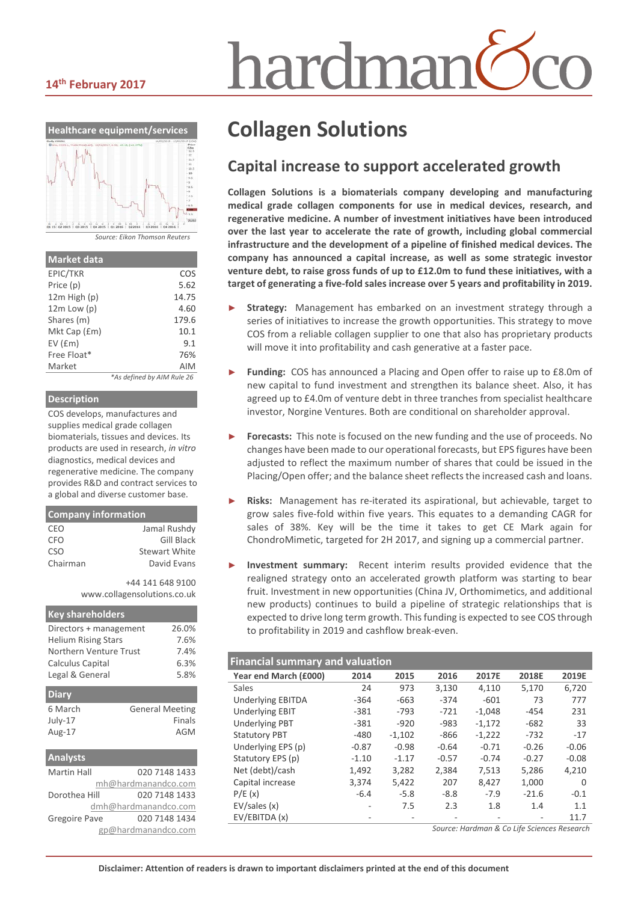14th February 2017

# Collagen Solutions

## Capital increase to support accelerated growth

**Collagen Solutions is a biomaterials company developing and manufacturing medical grade collagen components for use in medical devices, research, and regenerative medicine. A number of investment initiatives have been introduced over the last year to accelerate the rate of growth, including global commercial infrastructure and the development of a pipeline of finished medical devices. The company has announced a capital increase, as well as some strategic investor venture debt, to raise gross funds of up to £12.0m to fund these initiatives, with a target of generating a five-fold sales increase over 5 years and profitability in 2019.**

- **Strategy:** Management has embarked on an investment strategy through a series of initiatives to increase the growth opportunities. This strategy to move COS from a reliable collagen supplier to one that also has proprietary products will move it into profitability and cash generative at a faster pace.
- **Funding:** COS has announced a Placing and Open offer to raise up to £8.0m of new capital to fund investment and strengthen its balance sheet. Also, it has agreed up to £4.0m of venture debt in three tranches from specialist healthcare investor, Norgine Ventures. Both are conditional on shareholder approval.
- **Forecasts:** This note is focused on the new funding and the use of proceeds. No changes have been made to our operational forecasts, but EPS figures have been adjusted to reflect the maximum number of shares that could be issued in the Placing/Open offer; and the balance sheet reflects the increased cash and loans.
- **Risks:** Management has re-iterated its aspirational, but achievable, target to grow sales five-fold within five years. This equates to a demanding CAGR for sales of 38%. Key will be the time it takes to get CE Mark again for ChondroMimetic, targeted for 2H 2017, and signing up a commercial partner.
- **Investment summary:** Recent interim results provided evidence that the realigned strategy onto an accelerated growth platform was starting to bear fruit. Investment in new opportunities (China JV, Orthomimetics, and additional new products) continues to build a pipeline of strategic relationships that is expected to drive long term growth. This funding is expected to see COS through to profitability in 2019 and cashflow break-even.

### Financial summary and valuation

| Year end March (£000) | 2014 | 2015 | 2016 | 2017E | 2018E | 2019E |
|---|---|---|---|---|---|---|
| Sales | 24 | 973 | 3,130 | 4,110 | 5,170 | 6,720 |
| Underlying EBITDA | -364 | -663 | -374 | -601 | 73 | 777 |
| Underlying EBIT | -381 | -793 | -721 | -1,048 | -454 | 231 |
| Underlying PBT | -381 | -920 | -983 | -1,172 | -682 | 33 |
| Statutory PBT | -480 | -1,102 | -866 | -1,222 | -732 | -17 |
| Underlying EPS (p) | -0.87 | -0.98 | -0.64 | -0.71 | -0.26 | -0.06 |
| Statutory EPS (p) | -1.10 | -1.17 | -0.57 | -0.74 | -0.27 | -0.08 |
| Net (debt)/cash | 1,492 | 3,282 | 2,384 | 7,513 | 5,286 | 4,210 |
| Capital increase | 3,374 | 5,422 | 207 | 8,427 | 1,000 | 0 |
| P/E (x) | -6.4 | -5.8 | -8.8 | -7.9 | -21.6 | -0.1 |
| EV/sales (x) | - | 7.5 | 2.3 | 1.8 | 1.4 | 1.1 |
| EV/EBITDA (x) | - | - | - | - | - | 11.7 |

*Source: Hardman & Co Life Sciences Research*

### Healthcare equipment/services

*Source: Eikon Thomson Reuters*

### Market data

| | |
|---|---|
| EPIC/TKR | COS |
| Price (p) | 5.62 |
| 12m High (p) | 14.75 |
| 12m Low (p) | 4.60 |
| Shares (m) | 179.6 |
| Mkt Cap (£m) | 10.1 |
| EV (£m) | 9.1 |
| Free Float* | 76% |
| Market | AIM |

*\*As defined by AIM Rule 26*

### Description

COS develops, manufactures and supplies medical grade collagen biomaterials, tissues and devices. Its products are used in research, *in vitro* diagnostics, medical devices and regenerative medicine. The company provides R&D and contract services to a global and diverse customer base.

### Company information

| | |
|---|---|
| CEO | Jamal Rushdy |
| CFO | Gill Black |
| CSO | Stewart White |
| Chairman | David Evans |

+44 141 648 9100
www.collagensolutions.co.uk

### Key shareholders

| | |
|---|---|
| Directors + management | 26.0% |
| Helium Rising Stars | 7.6% |
| Northern Venture Trust | 7.4% |
| Calculus Capital | 6.3% |
| Legal & General | 5.8% |

### Diary

| | |
|---|---|
| 6 March | General Meeting |
| July-17 | Finals |
| Aug-17 | AGM |

### Analysts

| | |
|---|---|
| Martin Hall | 020 7148 1433 |
| | mh@hardmanandco.com |
| Dorothea Hill | 020 7148 1433 |
| | dmh@hardmanandco.com |
| Gregoire Pave | 020 7148 1434 |
| | gp@hardmanandco.com |

Disclaimer: Attention of readers is drawn to important disclaimers printed at the end of this document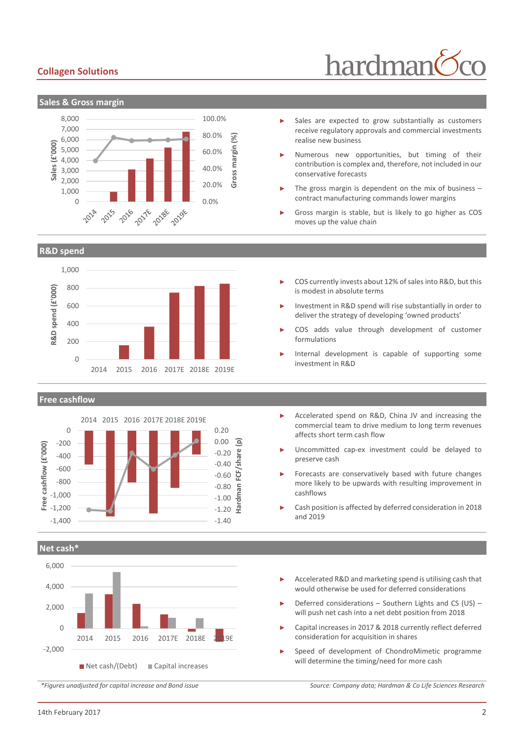## Sales & Gross margin

- Sales are expected to grow substantially as customers receive regulatory approvals and commercial investments realise new business
- Numerous new opportunities, but timing of their contribution is complex and, therefore, not included in our conservative forecasts
- The gross margin is dependent on the mix of business – contract manufacturing commands lower margins
- Gross margin is stable, but is likely to go higher as COS moves up the value chain

## R&D spend

- COS currently invests about 12% of sales into R&D, but this is modest in absolute terms
- Investment in R&D spend will rise substantially in order to deliver the strategy of developing 'owned products'
- COS adds value through development of customer formulations
- Internal development is capable of supporting some investment in R&D

## Free cashflow

- Accelerated spend on R&D, China JV and increasing the commercial team to drive medium to long term revenues affects short term cash flow
- Uncommitted cap-ex investment could be delayed to preserve cash
- Forecasts are conservatively based with future changes more likely to be upwards with resulting improvement in cashflows
- Cash position is affected by deferred consideration in 2018 and 2019

## Net cash*

- Accelerated R&D and marketing spend is utilising cash that would otherwise be used for deferred considerations
- Deferred considerations – Southern Lights and CS (US) – will push net cash into a net debt position from 2018
- Capital increases in 2017 & 2018 currently reflect deferred consideration for acquisition in shares
- Speed of development of ChondroMimetic programme will determine the timing/need for more cash

*\*Figures unadjusted for capital increase and Bond issue*

*Source: Company data; Hardman & Co Life Sciences Research*

14th February 2017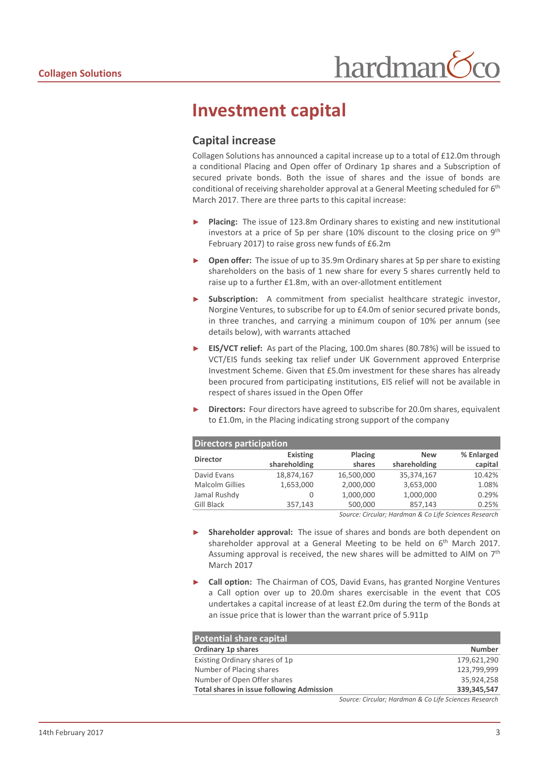# Investment capital

## Capital increase

Collagen Solutions has announced a capital increase up to a total of £12.0m through a conditional Placing and Open offer of Ordinary 1p shares and a Subscription of secured private bonds. Both the issue of shares and the issue of bonds are conditional of receiving shareholder approval at a General Meeting scheduled for 6th March 2017. There are three parts to this capital increase:

- **Placing:** The issue of 123.8m Ordinary shares to existing and new institutional investors at a price of 5p per share (10% discount to the closing price on 9th February 2017) to raise gross new funds of £6.2m
- **Open offer:** The issue of up to 35.9m Ordinary shares at 5p per share to existing shareholders on the basis of 1 new share for every 5 shares currently held to raise up to a further £1.8m, with an over-allotment entitlement
- **Subscription:** A commitment from specialist healthcare strategic investor, Norgine Ventures, to subscribe for up to £4.0m of senior secured private bonds, in three tranches, and carrying a minimum coupon of 10% per annum (see details below), with warrants attached
- **EIS/VCT relief:** As part of the Placing, 100.0m shares (80.78%) will be issued to VCT/EIS funds seeking tax relief under UK Government approved Enterprise Investment Scheme. Given that £5.0m investment for these shares has already been procured from participating institutions, EIS relief will not be available in respect of shares issued in the Open Offer
- **Directors:** Four directors have agreed to subscribe for 20.0m shares, equivalent to £1.0m, in the Placing indicating strong support of the company

**Directors participation**

| Director | Existing shareholding | Placing shares | New shareholding | % Enlarged capital |
|---|---|---|---|---|
| David Evans | 18,874,167 | 16,500,000 | 35,374,167 | 10.42% |
| Malcolm Gillies | 1,653,000 | 2,000,000 | 3,653,000 | 1.08% |
| Jamal Rushdy | 0 | 1,000,000 | 1,000,000 | 0.29% |
| Gill Black | 357,143 | 500,000 | 857,143 | 0.25% |

*Source: Circular; Hardman & Co Life Sciences Research*

- **Shareholder approval:** The issue of shares and bonds are both dependent on shareholder approval at a General Meeting to be held on 6th March 2017. Assuming approval is received, the new shares will be admitted to AIM on 7th March 2017
- **Call option:** The Chairman of COS, David Evans, has granted Norgine Ventures a Call option over up to 20.0m shares exercisable in the event that COS undertakes a capital increase of at least £2.0m during the term of the Bonds at an issue price that is lower than the warrant price of 5.911p

**Potential share capital**

| Ordinary 1p shares | Number |
|---|---|
| Existing Ordinary shares of 1p | 179,621,290 |
| Number of Placing shares | 123,799,999 |
| Number of Open Offer shares | 35,924,258 |
| **Total shares in issue following Admission** | **339,345,547** |

*Source: Circular; Hardman & Co Life Sciences Research*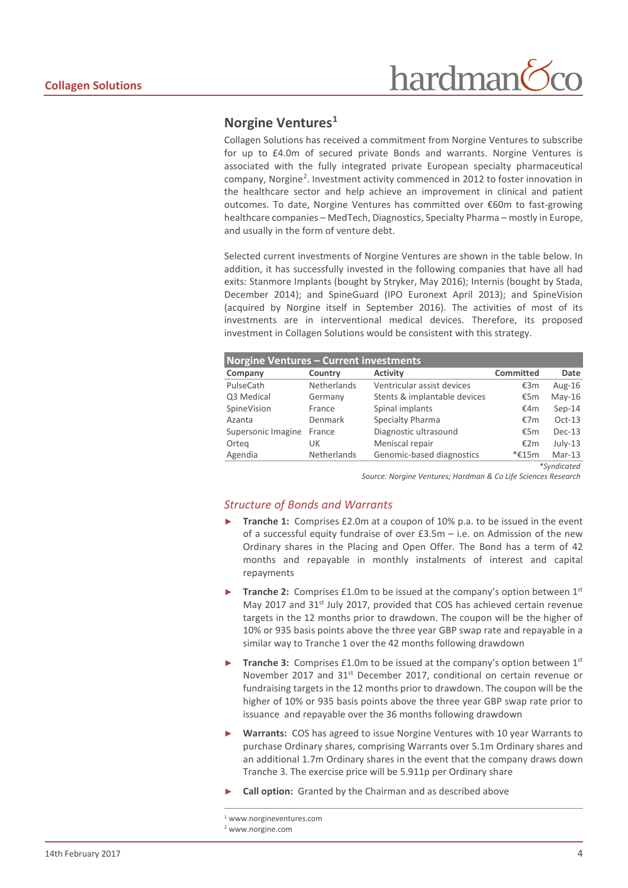## Norgine Ventures[1]

Collagen Solutions has received a commitment from Norgine Ventures to subscribe for up to £4.0m of secured private Bonds and warrants. Norgine Ventures is associated with the fully integrated private European specialty pharmaceutical company, Norgine[2]. Investment activity commenced in 2012 to foster innovation in the healthcare sector and help achieve an improvement in clinical and patient outcomes. To date, Norgine Ventures has committed over €60m to fast-growing healthcare companies – MedTech, Diagnostics, Specialty Pharma – mostly in Europe, and usually in the form of venture debt.

Selected current investments of Norgine Ventures are shown in the table below. In addition, it has successfully invested in the following companies that have all had exits: Stanmore Implants (bought by Stryker, May 2016); Internis (bought by Stada, December 2014); and SpineGuard (IPO Euronext April 2013); and SpineVision (acquired by Norgine itself in September 2016). The activities of most of its investments are in interventional medical devices. Therefore, its proposed investment in Collagen Solutions would be consistent with this strategy.

**Norgine Ventures – Current investments**

| Company | Country | Activity | Committed | Date |
|---|---|---|---|---|
| PulseCath | Netherlands | Ventricular assist devices | €3m | Aug-16 |
| Q3 Medical | Germany | Stents & implantable devices | €5m | May-16 |
| SpineVision | France | Spinal implants | €4m | Sep-14 |
| Azanta | Denmark | Specialty Pharma | €7m | Oct-13 |
| Supersonic Imagine | France | Diagnostic ultrasound | €5m | Dec-13 |
| Orteq | UK | Meniscal repair | €2m | July-13 |
| Agendia | Netherlands | Genomic-based diagnostics | *€15m | Mar-13 |

*\*Syndicated*

*Source: Norgine Ventures; Hardman & Co Life Sciences Research*

### *Structure of Bonds and Warrants*

- **Tranche 1:** Comprises £2.0m at a coupon of 10% p.a. to be issued in the event of a successful equity fundraise of over £3.5m – i.e. on Admission of the new Ordinary shares in the Placing and Open Offer. The Bond has a term of 42 months and repayable in monthly instalments of interest and capital repayments
- **Tranche 2:** Comprises £1.0m to be issued at the company's option between 1st May 2017 and 31st July 2017, provided that COS has achieved certain revenue targets in the 12 months prior to drawdown. The coupon will be the higher of 10% or 935 basis points above the three year GBP swap rate and repayable in a similar way to Tranche 1 over the 42 months following drawdown
- **Tranche 3:** Comprises £1.0m to be issued at the company's option between 1st November 2017 and 31st December 2017, conditional on certain revenue or fundraising targets in the 12 months prior to drawdown. The coupon will be the higher of 10% or 935 basis points above the three year GBP swap rate prior to issuance and repayable over the 36 months following drawdown
- **Warrants:** COS has agreed to issue Norgine Ventures with 10 year Warrants to purchase Ordinary shares, comprising Warrants over 5.1m Ordinary shares and an additional 1.7m Ordinary shares in the event that the company draws down Tranche 3. The exercise price will be 5.911p per Ordinary share
- **Call option:** Granted by the Chairman and as described above

[1] www.norgineventures.com
[2] www.norgine.com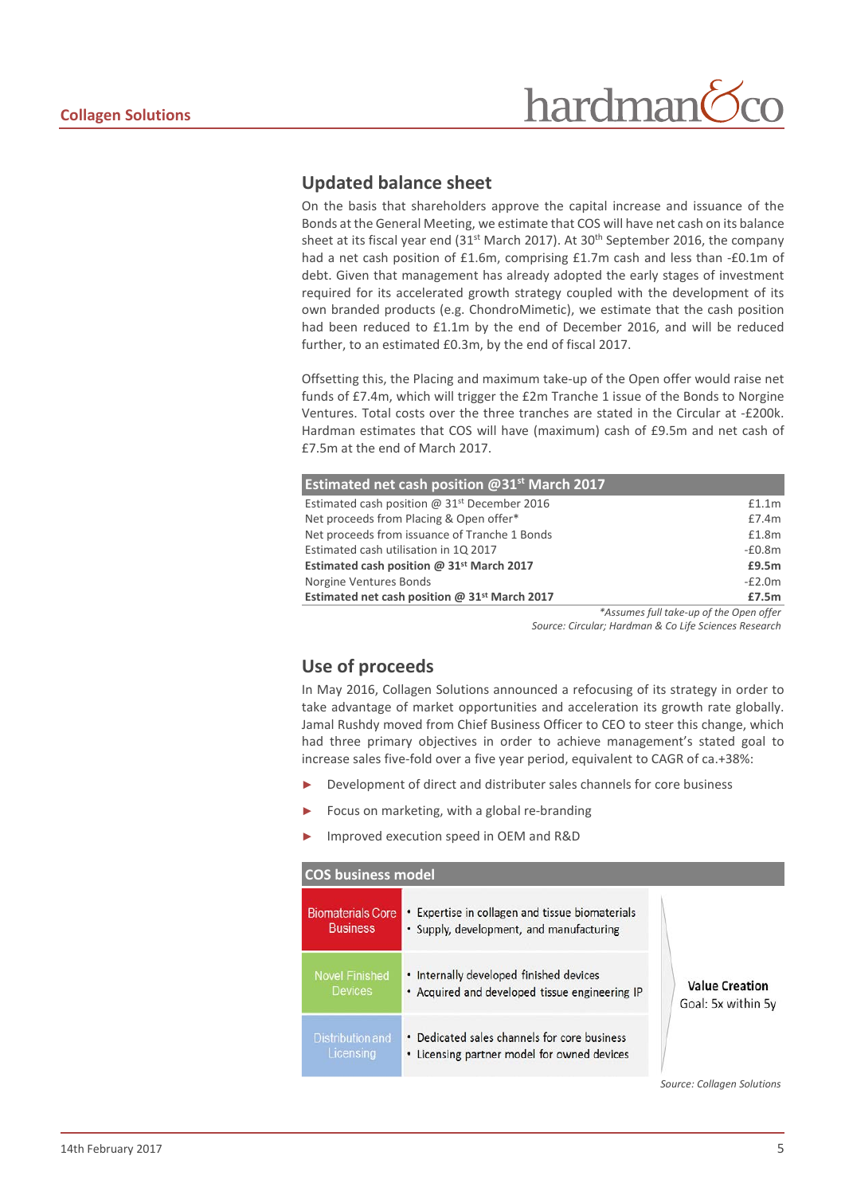## Updated balance sheet

On the basis that shareholders approve the capital increase and issuance of the Bonds at the General Meeting, we estimate that COS will have net cash on its balance sheet at its fiscal year end (31st March 2017). At 30th September 2016, the company had a net cash position of £1.6m, comprising £1.7m cash and less than -£0.1m of debt. Given that management has already adopted the early stages of investment required for its accelerated growth strategy coupled with the development of its own branded products (e.g. ChondroMimetic), we estimate that the cash position had been reduced to £1.1m by the end of December 2016, and will be reduced further, to an estimated £0.3m, by the end of fiscal 2017.

Offsetting this, the Placing and maximum take-up of the Open offer would raise net funds of £7.4m, which will trigger the £2m Tranche 1 issue of the Bonds to Norgine Ventures. Total costs over the three tranches are stated in the Circular at -£200k. Hardman estimates that COS will have (maximum) cash of £9.5m and net cash of £7.5m at the end of March 2017.

| Estimated net cash position @31st March 2017 | |
|---|---|
| Estimated cash position @ 31st December 2016 | £1.1m |
| Net proceeds from Placing & Open offer* | £7.4m |
| Net proceeds from issuance of Tranche 1 Bonds | £1.8m |
| Estimated cash utilisation in 1Q 2017 | -£0.8m |
| **Estimated cash position @ 31st March 2017** | **£9.5m** |
| Norgine Ventures Bonds | -£2.0m |
| **Estimated net cash position @ 31st March 2017** | **£7.5m** |

*\*Assumes full take-up of the Open offer*

*Source: Circular; Hardman & Co Life Sciences Research*

## Use of proceeds

In May 2016, Collagen Solutions announced a refocusing of its strategy in order to take advantage of market opportunities and acceleration its growth rate globally. Jamal Rushdy moved from Chief Business Officer to CEO to steer this change, which had three primary objectives in order to achieve management's stated goal to increase sales five-fold over a five year period, equivalent to CAGR of ca.+38%:

- Development of direct and distributer sales channels for core business
- Focus on marketing, with a global re-branding
- Improved execution speed in OEM and R&D

**COS business model**

| | | |
|---|---|---|
| Biomaterials Core Business | • Expertise in collagen and tissue biomaterials<br>• Supply, development, and manufacturing | **Value Creation**<br>Goal: 5x within 5y |
| Novel Finished Devices | • Internally developed finished devices<br>• Acquired and developed tissue engineering IP | |
| Distribution and Licensing | • Dedicated sales channels for core business<br>• Licensing partner model for owned devices | |

*Source: Collagen Solutions*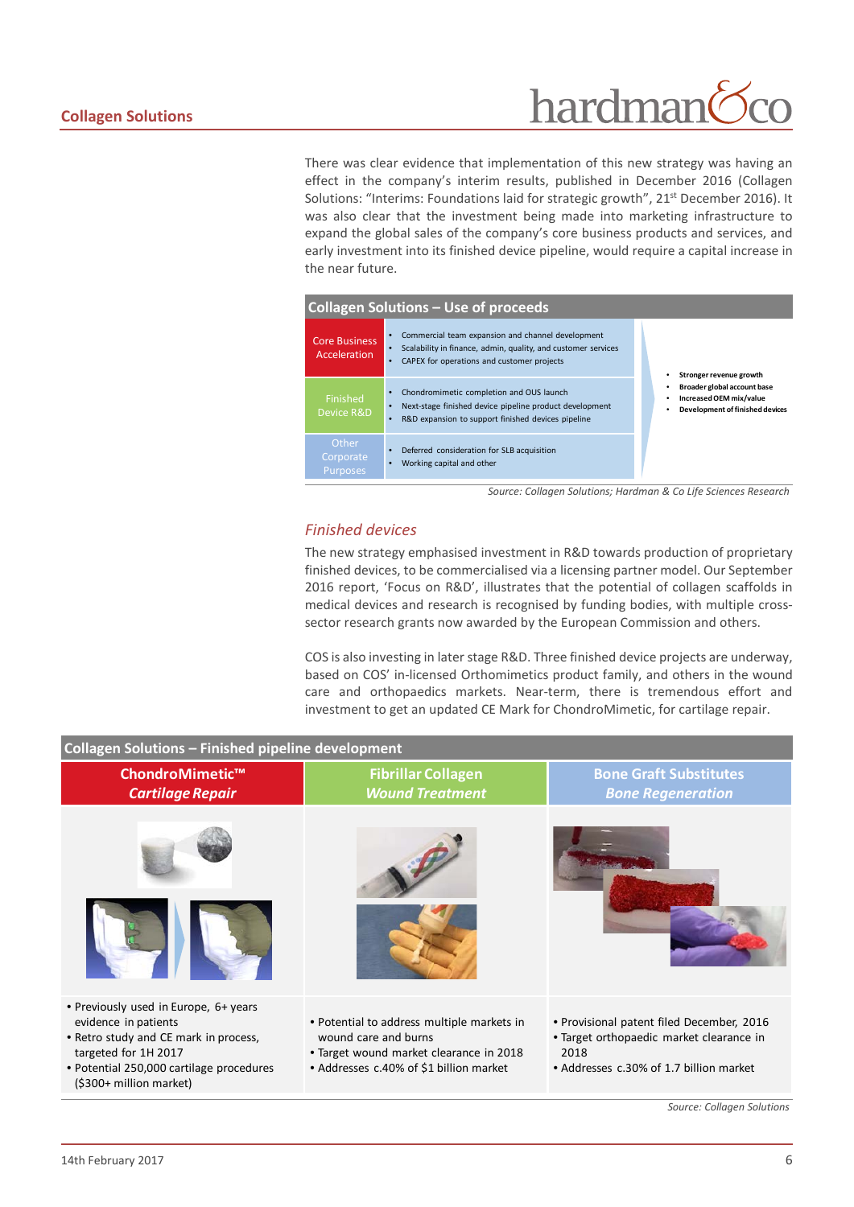There was clear evidence that implementation of this new strategy was having an effect in the company's interim results, published in December 2016 (Collagen Solutions: "Interims: Foundations laid for strategic growth", 21st December 2016). It was also clear that the investment being made into marketing infrastructure to expand the global sales of the company's core business products and services, and early investment into its finished device pipeline, would require a capital increase in the near future.

**Collagen Solutions – Use of proceeds**

| | | |
|---|---|---|
| Core Business Acceleration | • Commercial team expansion and channel development<br>• Scalability in finance, admin, quality, and customer services<br>• CAPEX for operations and customer projects | • **Stronger revenue growth**<br>• **Broader global account base**<br>• **Increased OEM mix/value**<br>• **Development of finished devices** |
| Finished Device R&D | • Chondromimetic completion and OUS launch<br>• Next-stage finished device pipeline product development<br>• R&D expansion to support finished devices pipeline | |
| Other Corporate Purposes | • Deferred consideration for SLB acquisition<br>• Working capital and other | |

*Source: Collagen Solutions; Hardman & Co Life Sciences Research*

## *Finished devices*

The new strategy emphasised investment in R&D towards production of proprietary finished devices, to be commercialised via a licensing partner model. Our September 2016 report, 'Focus on R&D', illustrates that the potential of collagen scaffolds in medical devices and research is recognised by funding bodies, with multiple cross-sector research grants now awarded by the European Commission and others.

COS is also investing in later stage R&D. Three finished device projects are underway, based on COS' in-licensed Orthomimetics product family, and others in the wound care and orthopaedics markets. Near-term, there is tremendous effort and investment to get an updated CE Mark for ChondroMimetic, for cartilage repair.

**Collagen Solutions – Finished pipeline development**

| ChondroMimetic™ *Cartilage Repair* | Fibrillar Collagen *Wound Treatment* | Bone Graft Substitutes *Bone Regeneration* |
|---|---|---|
| • Previously used in Europe, 6+ years evidence in patients<br>• Retro study and CE mark in process, targeted for 1H 2017<br>• Potential 250,000 cartilage procedures ($300+ million market) | • Potential to address multiple markets in wound care and burns<br>• Target wound market clearance in 2018<br>• Addresses c.40% of $1 billion market | • Provisional patent filed December, 2016<br>• Target orthopaedic market clearance in 2018<br>• Addresses c.30% of 1.7 billion market |

*Source: Collagen Solutions*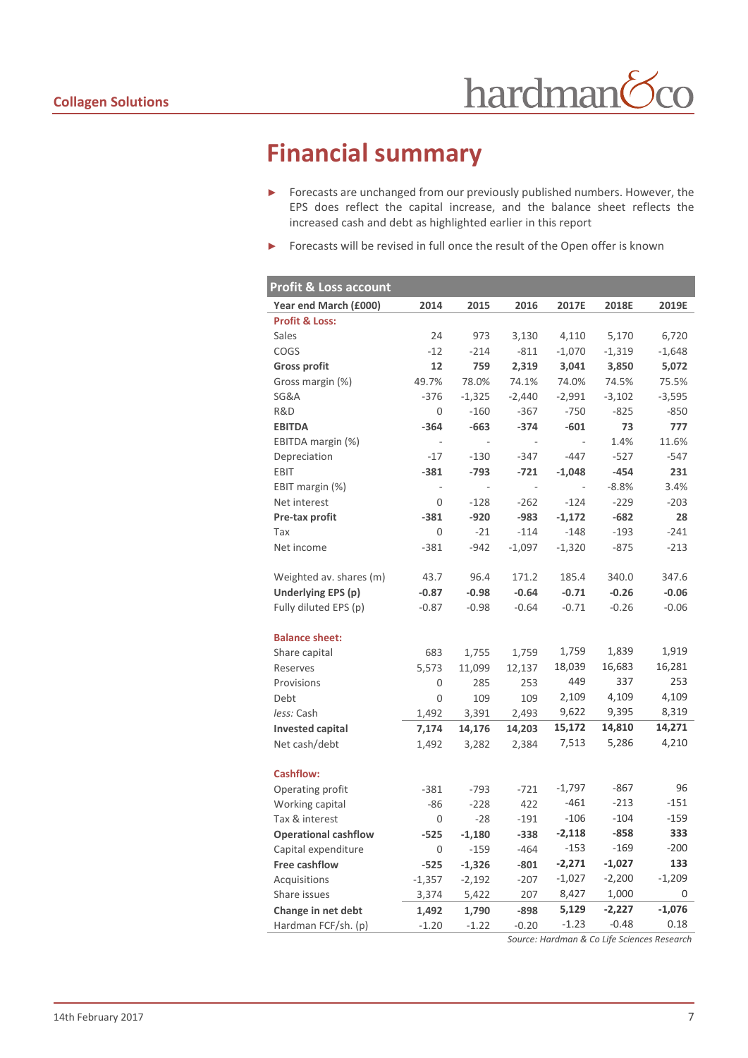# Financial summary

- Forecasts are unchanged from our previously published numbers. However, the EPS does reflect the capital increase, and the balance sheet reflects the increased cash and debt as highlighted earlier in this report
- Forecasts will be revised in full once the result of the Open offer is known

| Profit & Loss account | | | | | | |
|---|---|---|---|---|---|---|
| **Year end March (£000)** | **2014** | **2015** | **2016** | **2017E** | **2018E** | **2019E** |
| **Profit & Loss:** | | | | | | |
| Sales | 24 | 973 | 3,130 | 4,110 | 5,170 | 6,720 |
| COGS | -12 | -214 | -811 | -1,070 | -1,319 | -1,648 |
| **Gross profit** | **12** | **759** | **2,319** | **3,041** | **3,850** | **5,072** |
| Gross margin (%) | 49.7% | 78.0% | 74.1% | 74.0% | 74.5% | 75.5% |
| SG&A | -376 | -1,325 | -2,440 | -2,991 | -3,102 | -3,595 |
| R&D | 0 | -160 | -367 | -750 | -825 | -850 |
| **EBITDA** | **-364** | **-663** | **-374** | **-601** | **73** | **777** |
| EBITDA margin (%) | - | - | - | - | 1.4% | 11.6% |
| Depreciation | -17 | -130 | -347 | -447 | -527 | -547 |
| EBIT | **-381** | **-793** | **-721** | **-1,048** | **-454** | **231** |
| EBIT margin (%) | - | - | - | - | -8.8% | 3.4% |
| Net interest | 0 | -128 | -262 | -124 | -229 | -203 |
| **Pre-tax profit** | **-381** | **-920** | **-983** | **-1,172** | **-682** | **28** |
| Tax | 0 | -21 | -114 | -148 | -193 | -241 |
| Net income | -381 | -942 | -1,097 | -1,320 | -875 | -213 |
| | | | | | | |
| Weighted av. shares (m) | 43.7 | 96.4 | 171.2 | 185.4 | 340.0 | 347.6 |
| **Underlying EPS (p)** | **-0.87** | **-0.98** | **-0.64** | **-0.71** | **-0.26** | **-0.06** |
| Fully diluted EPS (p) | -0.87 | -0.98 | -0.64 | -0.71 | -0.26 | -0.06 |
| | | | | | | |
| **Balance sheet:** | | | | | | |
| Share capital | 683 | 1,755 | 1,759 | 1,759 | 1,839 | 1,919 |
| Reserves | 5,573 | 11,099 | 12,137 | 18,039 | 16,683 | 16,281 |
| Provisions | 0 | 285 | 253 | 449 | 337 | 253 |
| Debt | 0 | 109 | 109 | 2,109 | 4,109 | 4,109 |
| *less:* Cash | 1,492 | 3,391 | 2,493 | 9,622 | 9,395 | 8,319 |
| **Invested capital** | **7,174** | **14,176** | **14,203** | **15,172** | **14,810** | **14,271** |
| Net cash/debt | 1,492 | 3,282 | 2,384 | 7,513 | 5,286 | 4,210 |
| | | | | | | |
| **Cashflow:** | | | | | | |
| Operating profit | -381 | -793 | -721 | -1,797 | -867 | 96 |
| Working capital | -86 | -228 | 422 | -461 | -213 | -151 |
| Tax & interest | 0 | -28 | -191 | -106 | -104 | -159 |
| **Operational cashflow** | **-525** | **-1,180** | **-338** | **-2,118** | **-858** | **333** |
| Capital expenditure | 0 | -159 | -464 | -153 | -169 | -200 |
| **Free cashflow** | **-525** | **-1,326** | **-801** | **-2,271** | **-1,027** | **133** |
| Acquisitions | -1,357 | -2,192 | -207 | -1,027 | -2,200 | -1,209 |
| Share issues | 3,374 | 5,422 | 207 | 8,427 | 1,000 | 0 |
| **Change in net debt** | **1,492** | **1,790** | **-898** | **5,129** | **-2,227** | **-1,076** |
| Hardman FCF/sh. (p) | -1.20 | -1.22 | -0.20 | -1.23 | -0.48 | 0.18 |

*Source: Hardman & Co Life Sciences Research*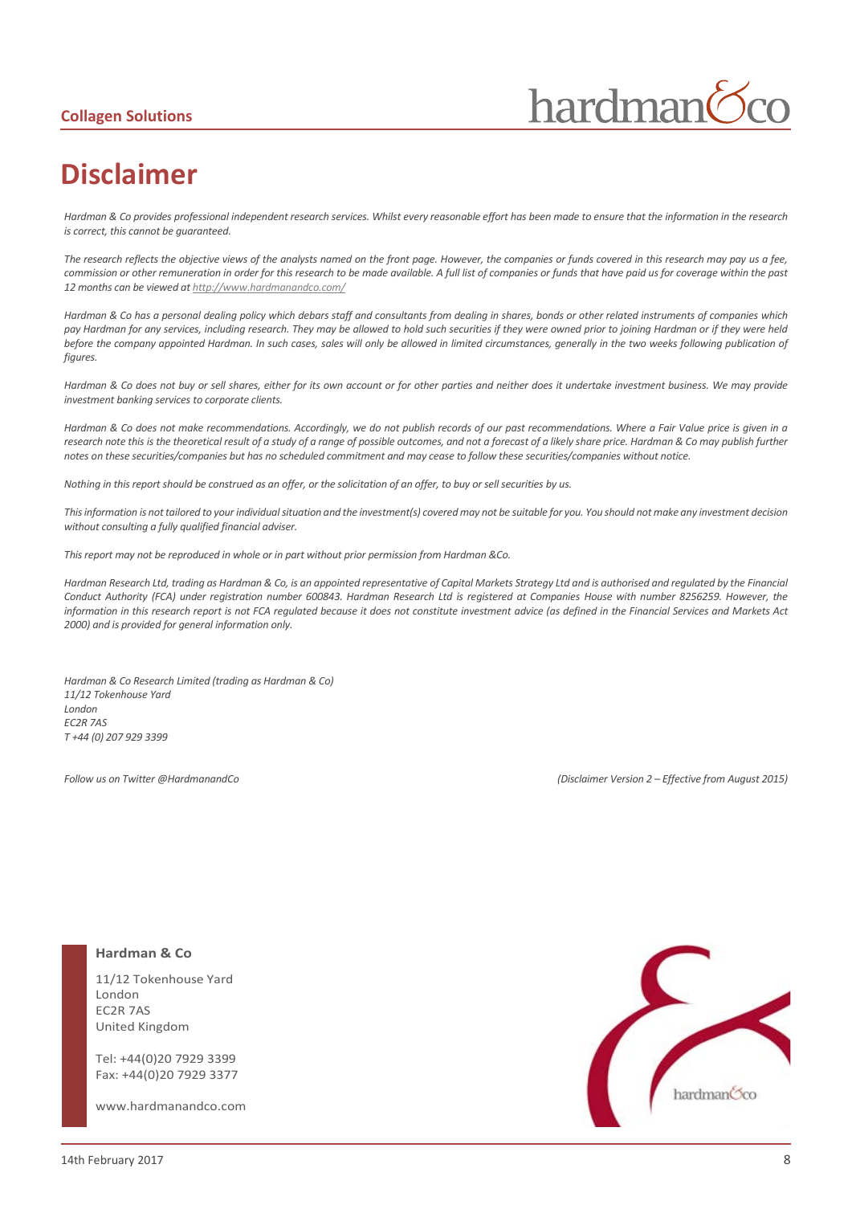# Disclaimer

*Hardman & Co provides professional independent research services. Whilst every reasonable effort has been made to ensure that the information in the research is correct, this cannot be guaranteed.*

*The research reflects the objective views of the analysts named on the front page. However, the companies or funds covered in this research may pay us a fee, commission or other remuneration in order for this research to be made available. A full list of companies or funds that have paid us for coverage within the past 12 months can be viewed at http://www.hardmanandco.com/*

*Hardman & Co has a personal dealing policy which debars staff and consultants from dealing in shares, bonds or other related instruments of companies which pay Hardman for any services, including research. They may be allowed to hold such securities if they were owned prior to joining Hardman or if they were held before the company appointed Hardman. In such cases, sales will only be allowed in limited circumstances, generally in the two weeks following publication of figures.*

*Hardman & Co does not buy or sell shares, either for its own account or for other parties and neither does it undertake investment business. We may provide investment banking services to corporate clients.*

*Hardman & Co does not make recommendations. Accordingly, we do not publish records of our past recommendations. Where a Fair Value price is given in a research note this is the theoretical result of a study of a range of possible outcomes, and not a forecast of a likely share price. Hardman & Co may publish further notes on these securities/companies but has no scheduled commitment and may cease to follow these securities/companies without notice.*

*Nothing in this report should be construed as an offer, or the solicitation of an offer, to buy or sell securities by us.*

*This information is not tailored to your individual situation and the investment(s) covered may not be suitable for you. You should not make any investment decision without consulting a fully qualified financial adviser.*

*This report may not be reproduced in whole or in part without prior permission from Hardman &Co.*

*Hardman Research Ltd, trading as Hardman & Co, is an appointed representative of Capital Markets Strategy Ltd and is authorised and regulated by the Financial Conduct Authority (FCA) under registration number 600843. Hardman Research Ltd is registered at Companies House with number 8256259. However, the information in this research report is not FCA regulated because it does not constitute investment advice (as defined in the Financial Services and Markets Act 2000) and is provided for general information only.*

*Hardman & Co Research Limited (trading as Hardman & Co)*
*11/12 Tokenhouse Yard*
*London*
*EC2R 7AS*
*T +44 (0) 207 929 3399*

*Follow us on Twitter @HardmanandCo*

*(Disclaimer Version 2 – Effective from August 2015)*

**Hardman & Co**

11/12 Tokenhouse Yard
London
EC2R 7AS
United Kingdom

Tel: +44(0)20 7929 3399
Fax: +44(0)20 7929 3377

www.hardmanandco.com